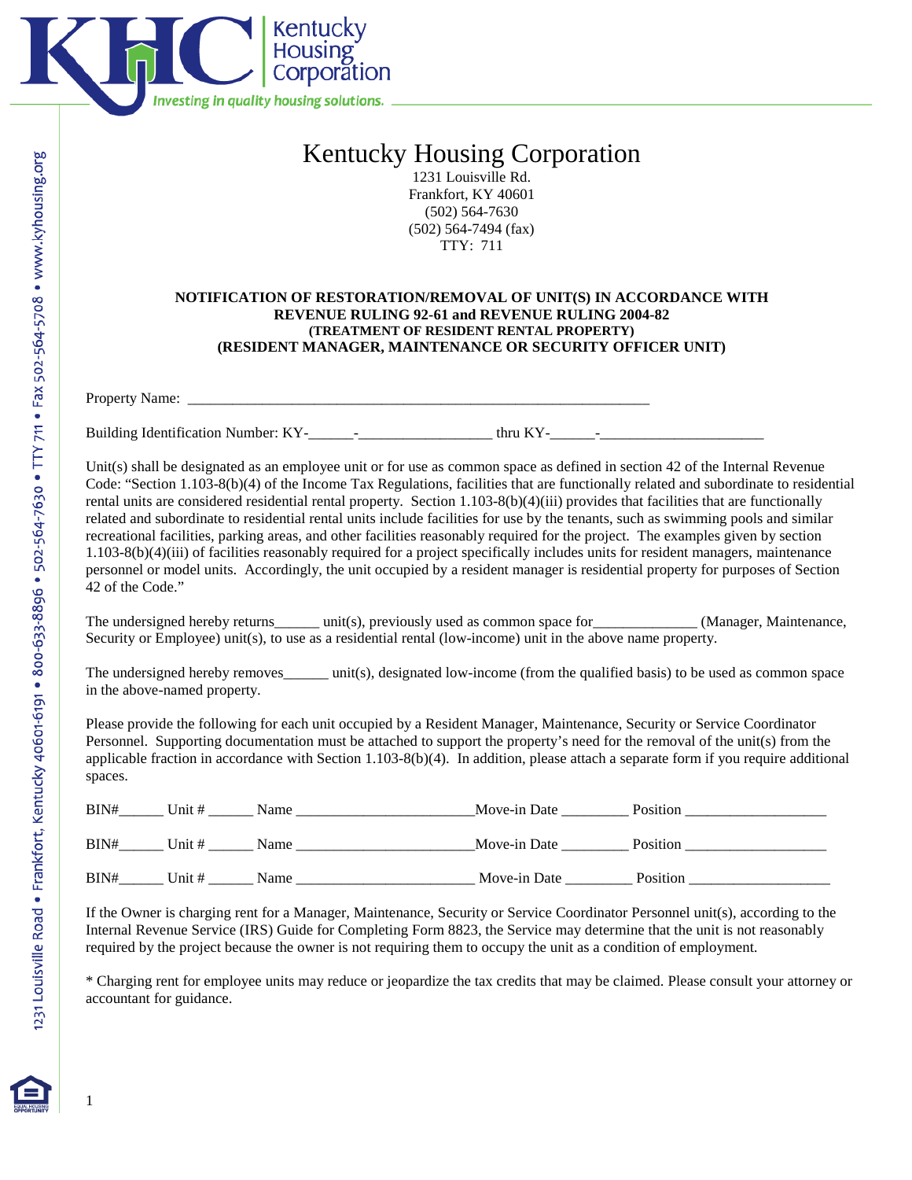Kentucky Housing Corporation

*Investing in quality housing solutions.*

# Kentucky Housing Corporation

1231 Louisville Rd.
Frankfort, KY 40601
(502) 564-7630
(502) 564-7494 (fax)
TTY: 711

**NOTIFICATION OF RESTORATION/REMOVAL OF UNIT(S) IN ACCORDANCE WITH REVENUE RULING 92-61 and REVENUE RULING 2004-82**
**(TREATMENT OF RESIDENT RENTAL PROPERTY)**
**(RESIDENT MANAGER, MAINTENANCE OR SECURITY OFFICER UNIT)**

Property Name: _______________________________________________________________

Building Identification Number: KY-______-__________________ thru KY-______-______________________

Unit(s) shall be designated as an employee unit or for use as common space as defined in section 42 of the Internal Revenue Code: "Section 1.103-8(b)(4) of the Income Tax Regulations, facilities that are functionally related and subordinate to residential rental units are considered residential rental property. Section 1.103-8(b)(4)(iii) provides that facilities that are functionally related and subordinate to residential rental units include facilities for use by the tenants, such as swimming pools and similar recreational facilities, parking areas, and other facilities reasonably required for the project. The examples given by section 1.103-8(b)(4)(iii) of facilities reasonably required for a project specifically includes units for resident managers, maintenance personnel or model units. Accordingly, the unit occupied by a resident manager is residential property for purposes of Section 42 of the Code."

The undersigned hereby returns______ unit(s), previously used as common space for______________ (Manager, Maintenance, Security or Employee) unit(s), to use as a residential rental (low-income) unit in the above name property.

The undersigned hereby removes______ unit(s), designated low-income (from the qualified basis) to be used as common space in the above-named property.

Please provide the following for each unit occupied by a Resident Manager, Maintenance, Security or Service Coordinator Personnel. Supporting documentation must be attached to support the property's need for the removal of the unit(s) from the applicable fraction in accordance with Section 1.103-8(b)(4). In addition, please attach a separate form if you require additional spaces.

BIN#______ Unit # ______ Name ________________________ Move-in Date _________ Position ___________________

BIN#______ Unit # ______ Name ________________________ Move-in Date _________ Position ___________________

BIN#______ Unit # ______ Name ________________________ Move-in Date _________ Position ___________________

If the Owner is charging rent for a Manager, Maintenance, Security or Service Coordinator Personnel unit(s), according to the Internal Revenue Service (IRS) Guide for Completing Form 8823, the Service may determine that the unit is not reasonably required by the project because the owner is not requiring them to occupy the unit as a condition of employment.

* Charging rent for employee units may reduce or jeopardize the tax credits that may be claimed. Please consult your attorney or accountant for guidance.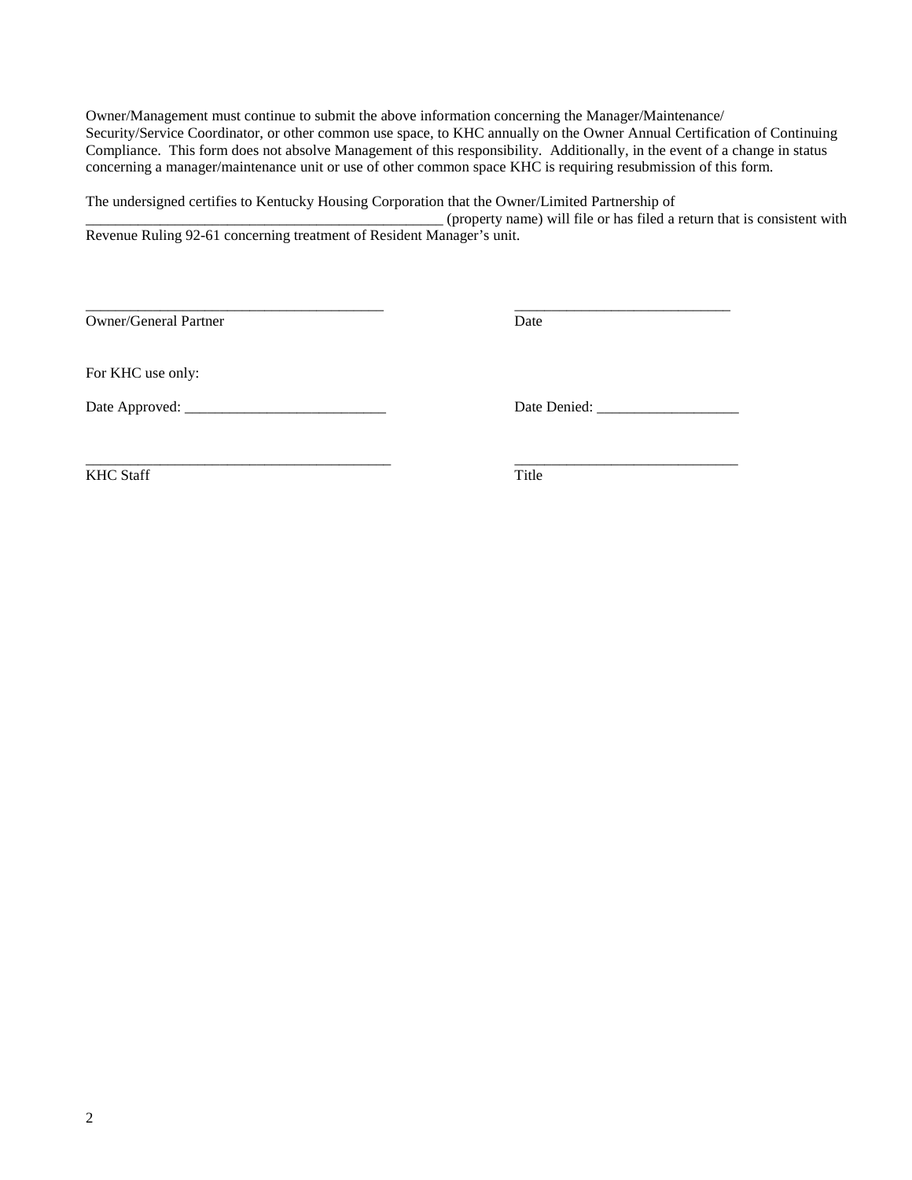Owner/Management must continue to submit the above information concerning the Manager/Maintenance/ Security/Service Coordinator, or other common use space, to KHC annually on the Owner Annual Certification of Continuing Compliance. This form does not absolve Management of this responsibility. Additionally, in the event of a change in status concerning a manager/maintenance unit or use of other common space KHC is requiring resubmission of this form.

The undersigned certifies to Kentucky Housing Corporation that the Owner/Limited Partnership of __________________________________________________ (property name) will file or has filed a return that is consistent with Revenue Ruling 92-61 concerning treatment of Resident Manager's unit.

| | |
|---|---|
| ________________________________________ | ______________________________ |
| Owner/General Partner | Date |

For KHC use only:

| | |
|---|---|
| Date Approved: ___________________________ | Date Denied: ___________________ |
| __________________________________________ | _______________________________ |
| KHC Staff | Title |